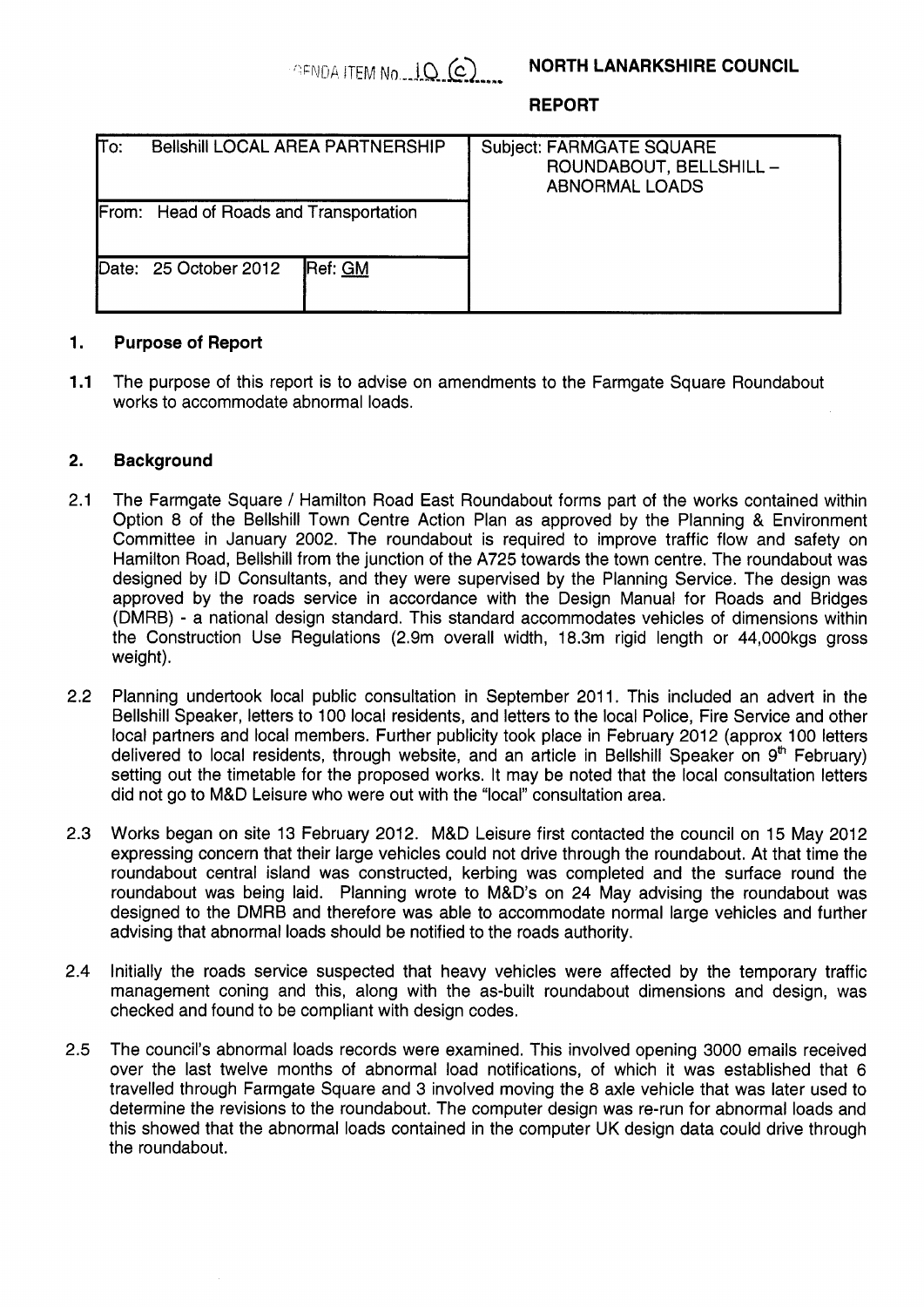AGENDA ITEM No. 10 (c) **NORTH LANARKSHIRE COUNCIL**

**REPORT**

| To: Bellshill LOCAL AREA PARTNERSHIP | | Subject: FARMGATE SQUARE ROUNDABOUT, BELLSHILL – ABNORMAL LOADS |
|---|---|---|
| From: Head of Roads and Transportation | | |
| Date: 25 October 2012 | Ref: GM | |

## 1. Purpose of Report

**1.1** The purpose of this report is to advise on amendments to the Farmgate Square Roundabout works to accommodate abnormal loads.

## 2. Background

2.1 The Farmgate Square / Hamilton Road East Roundabout forms part of the works contained within Option 8 of the Bellshill Town Centre Action Plan as approved by the Planning & Environment Committee in January 2002. The roundabout is required to improve traffic flow and safety on Hamilton Road, Bellshill from the junction of the A725 towards the town centre. The roundabout was designed by ID Consultants, and they were supervised by the Planning Service. The design was approved by the roads service in accordance with the Design Manual for Roads and Bridges (DMRB) - a national design standard. This standard accommodates vehicles of dimensions within the Construction Use Regulations (2.9m overall width, 18.3m rigid length or 44,000kgs gross weight).

2.2 Planning undertook local public consultation in September 2011. This included an advert in the Bellshill Speaker, letters to 100 local residents, and letters to the local Police, Fire Service and other local partners and local members. Further publicity took place in February 2012 (approx 100 letters delivered to local residents, through website, and an article in Bellshill Speaker on 9th February) setting out the timetable for the proposed works. It may be noted that the local consultation letters did not go to M&D Leisure who were out with the "local" consultation area.

2.3 Works began on site 13 February 2012. M&D Leisure first contacted the council on 15 May 2012 expressing concern that their large vehicles could not drive through the roundabout. At that time the roundabout central island was constructed, kerbing was completed and the surface round the roundabout was being laid. Planning wrote to M&D's on 24 May advising the roundabout was designed to the DMRB and therefore was able to accommodate normal large vehicles and further advising that abnormal loads should be notified to the roads authority.

2.4 Initially the roads service suspected that heavy vehicles were affected by the temporary traffic management coning and this, along with the as-built roundabout dimensions and design, was checked and found to be compliant with design codes.

2.5 The council's abnormal loads records were examined. This involved opening 3000 emails received over the last twelve months of abnormal load notifications, of which it was established that 6 travelled through Farmgate Square and 3 involved moving the 8 axle vehicle that was later used to determine the revisions to the roundabout. The computer design was re-run for abnormal loads and this showed that the abnormal loads contained in the computer UK design data could drive through the roundabout.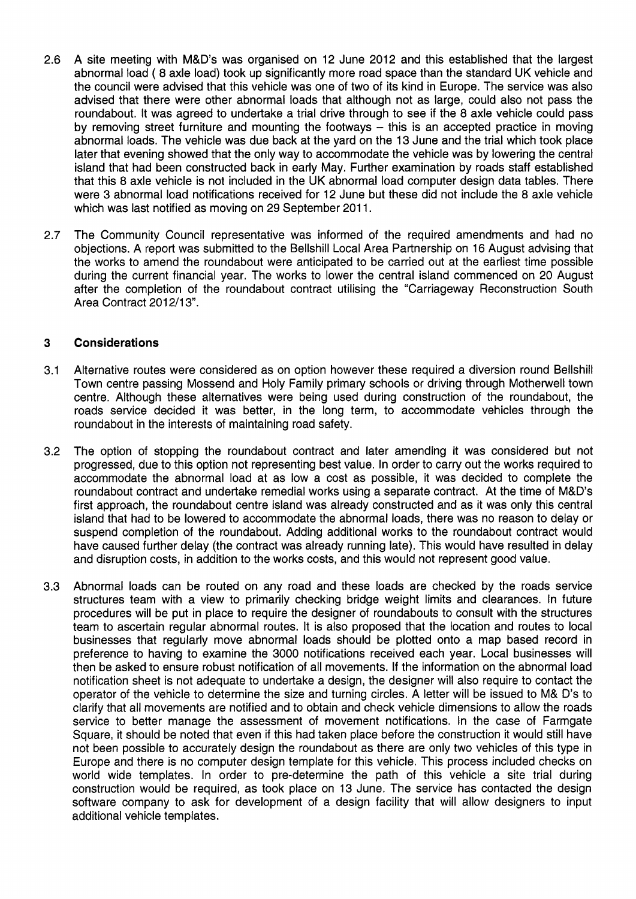2.6 A site meeting with M&D's was organised on 12 June 2012 and this established that the largest abnormal load ( 8 axle load) took up significantly more road space than the standard UK vehicle and the council were advised that this vehicle was one of two of its kind in Europe. The service was also advised that there were other abnormal loads that although not as large, could also not pass the roundabout. It was agreed to undertake a trial drive through to see if the 8 axle vehicle could pass by removing street furniture and mounting the footways – this is an accepted practice in moving abnormal loads. The vehicle was due back at the yard on the 13 June and the trial which took place later that evening showed that the only way to accommodate the vehicle was by lowering the central island that had been constructed back in early May. Further examination by roads staff established that this 8 axle vehicle is not included in the UK abnormal load computer design data tables. There were 3 abnormal load notifications received for 12 June but these did not include the 8 axle vehicle which was last notified as moving on 29 September 2011.

2.7 The Community Council representative was informed of the required amendments and had no objections. A report was submitted to the Bellshill Local Area Partnership on 16 August advising that the works to amend the roundabout were anticipated to be carried out at the earliest time possible during the current financial year. The works to lower the central island commenced on 20 August after the completion of the roundabout contract utilising the "Carriageway Reconstruction South Area Contract 2012/13".

## 3 Considerations

3.1 Alternative routes were considered as on option however these required a diversion round Bellshill Town centre passing Mossend and Holy Family primary schools or driving through Motherwell town centre. Although these alternatives were being used during construction of the roundabout, the roads service decided it was better, in the long term, to accommodate vehicles through the roundabout in the interests of maintaining road safety.

3.2 The option of stopping the roundabout contract and later amending it was considered but not progressed, due to this option not representing best value. In order to carry out the works required to accommodate the abnormal load at as low a cost as possible, it was decided to complete the roundabout contract and undertake remedial works using a separate contract. At the time of M&D's first approach, the roundabout centre island was already constructed and as it was only this central island that had to be lowered to accommodate the abnormal loads, there was no reason to delay or suspend completion of the roundabout. Adding additional works to the roundabout contract would have caused further delay (the contract was already running late). This would have resulted in delay and disruption costs, in addition to the works costs, and this would not represent good value.

3.3 Abnormal loads can be routed on any road and these loads are checked by the roads service structures team with a view to primarily checking bridge weight limits and clearances. In future procedures will be put in place to require the designer of roundabouts to consult with the structures team to ascertain regular abnormal routes. It is also proposed that the location and routes to local businesses that regularly move abnormal loads should be plotted onto a map based record in preference to having to examine the 3000 notifications received each year. Local businesses will then be asked to ensure robust notification of all movements. If the information on the abnormal load notification sheet is not adequate to undertake a design, the designer will also require to contact the operator of the vehicle to determine the size and turning circles. A letter will be issued to M& D's to clarify that all movements are notified and to obtain and check vehicle dimensions to allow the roads service to better manage the assessment of movement notifications. In the case of Farmgate Square, it should be noted that even if this had taken place before the construction it would still have not been possible to accurately design the roundabout as there are only two vehicles of this type in Europe and there is no computer design template for this vehicle. This process included checks on world wide templates. In order to pre-determine the path of this vehicle a site trial during construction would be required, as took place on 13 June. The service has contacted the design software company to ask for development of a design facility that will allow designers to input additional vehicle templates.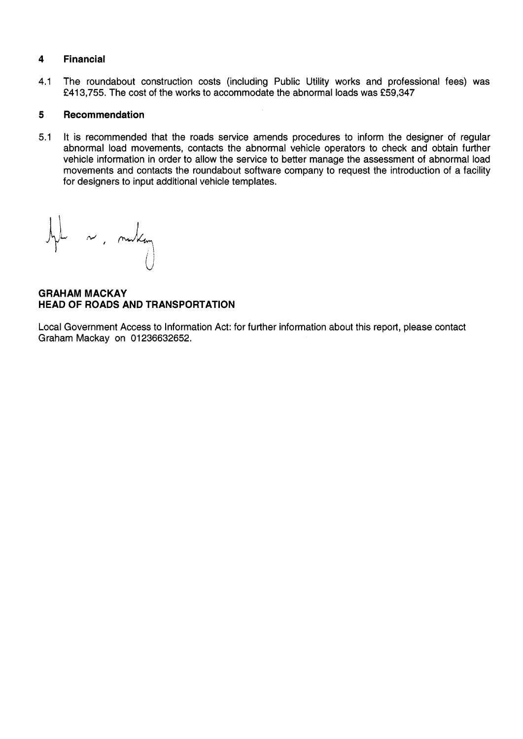## 4 Financial

4.1 The roundabout construction costs (including Public Utility works and professional fees) was £413,755. The cost of the works to accommodate the abnormal loads was £59,347

## 5 Recommendation

5.1 It is recommended that the roads service amends procedures to inform the designer of regular abnormal load movements, contacts the abnormal vehicle operators to check and obtain further vehicle information in order to allow the service to better manage the assessment of abnormal load movements and contacts the roundabout software company to request the introduction of a facility for designers to input additional vehicle templates.

**GRAHAM MACKAY**
**HEAD OF ROADS AND TRANSPORTATION**

Local Government Access to Information Act: for further information about this report, please contact Graham Mackay on 01236632652.